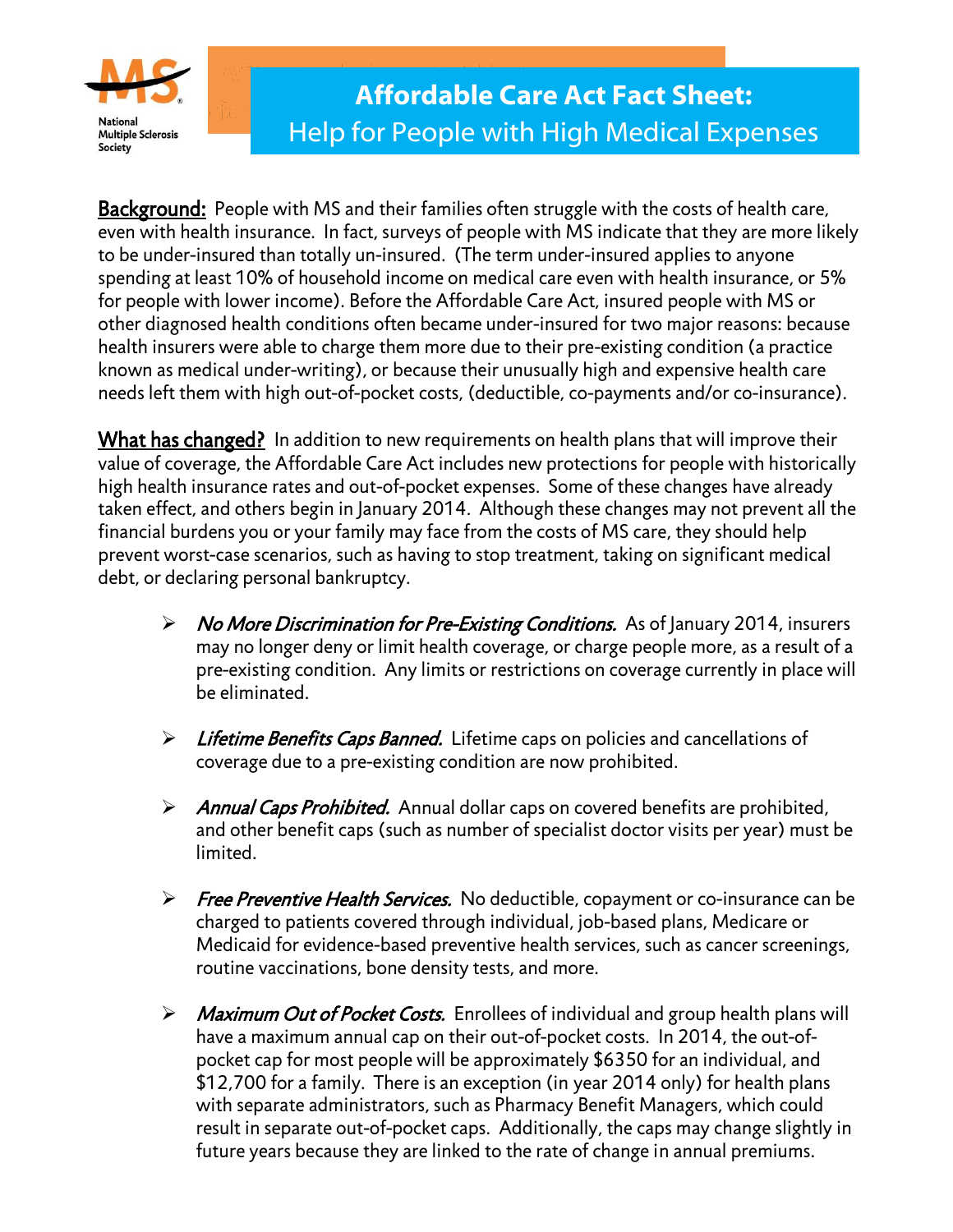National Multiple Sclerosis Society

# Affordable Care Act Fact Sheet: Help for People with High Medical Expenses

**Background:** People with MS and their families often struggle with the costs of health care, even with health insurance. In fact, surveys of people with MS indicate that they are more likely to be under-insured than totally un-insured. (The term under-insured applies to anyone spending at least 10% of household income on medical care even with health insurance, or 5% for people with lower income). Before the Affordable Care Act, insured people with MS or other diagnosed health conditions often became under-insured for two major reasons: because health insurers were able to charge them more due to their pre-existing condition (a practice known as medical under-writing), or because their unusually high and expensive health care needs left them with high out-of-pocket costs, (deductible, co-payments and/or co-insurance).

**What has changed?** In addition to new requirements on health plans that will improve their value of coverage, the Affordable Care Act includes new protections for people with historically high health insurance rates and out-of-pocket expenses. Some of these changes have already taken effect, and others begin in January 2014. Although these changes may not prevent all the financial burdens you or your family may face from the costs of MS care, they should help prevent worst-case scenarios, such as having to stop treatment, taking on significant medical debt, or declaring personal bankruptcy.

- *No More Discrimination for Pre-Existing Conditions.* As of January 2014, insurers may no longer deny or limit health coverage, or charge people more, as a result of a pre-existing condition. Any limits or restrictions on coverage currently in place will be eliminated.

- *Lifetime Benefits Caps Banned.* Lifetime caps on policies and cancellations of coverage due to a pre-existing condition are now prohibited.

- *Annual Caps Prohibited.* Annual dollar caps on covered benefits are prohibited, and other benefit caps (such as number of specialist doctor visits per year) must be limited.

- *Free Preventive Health Services.* No deductible, copayment or co-insurance can be charged to patients covered through individual, job-based plans, Medicare or Medicaid for evidence-based preventive health services, such as cancer screenings, routine vaccinations, bone density tests, and more.

- *Maximum Out of Pocket Costs.* Enrollees of individual and group health plans will have a maximum annual cap on their out-of-pocket costs. In 2014, the out-of-pocket cap for most people will be approximately $6350 for an individual, and $12,700 for a family. There is an exception (in year 2014 only) for health plans with separate administrators, such as Pharmacy Benefit Managers, which could result in separate out-of-pocket caps. Additionally, the caps may change slightly in future years because they are linked to the rate of change in annual premiums.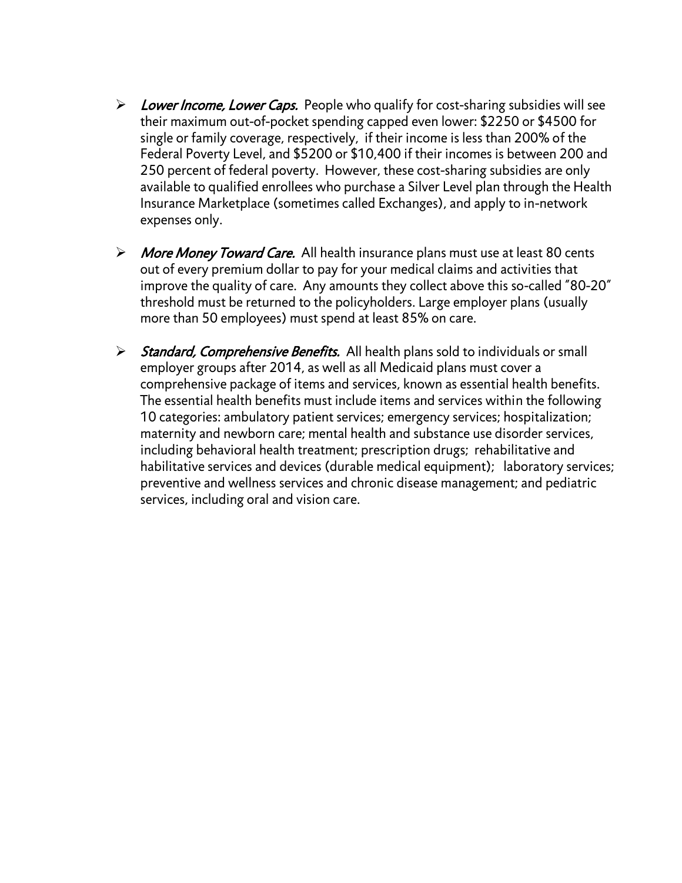- ***Lower Income, Lower Caps.*** People who qualify for cost-sharing subsidies will see their maximum out-of-pocket spending capped even lower: $2250 or $4500 for single or family coverage, respectively, if their income is less than 200% of the Federal Poverty Level, and $5200 or $10,400 if their incomes is between 200 and 250 percent of federal poverty. However, these cost-sharing subsidies are only available to qualified enrollees who purchase a Silver Level plan through the Health Insurance Marketplace (sometimes called Exchanges), and apply to in-network expenses only.

- ***More Money Toward Care.*** All health insurance plans must use at least 80 cents out of every premium dollar to pay for your medical claims and activities that improve the quality of care. Any amounts they collect above this so-called "80-20" threshold must be returned to the policyholders. Large employer plans (usually more than 50 employees) must spend at least 85% on care.

- ***Standard, Comprehensive Benefits.*** All health plans sold to individuals or small employer groups after 2014, as well as all Medicaid plans must cover a comprehensive package of items and services, known as essential health benefits. The essential health benefits must include items and services within the following 10 categories: ambulatory patient services; emergency services; hospitalization; maternity and newborn care; mental health and substance use disorder services, including behavioral health treatment; prescription drugs; rehabilitative and habilitative services and devices (durable medical equipment); laboratory services; preventive and wellness services and chronic disease management; and pediatric services, including oral and vision care.